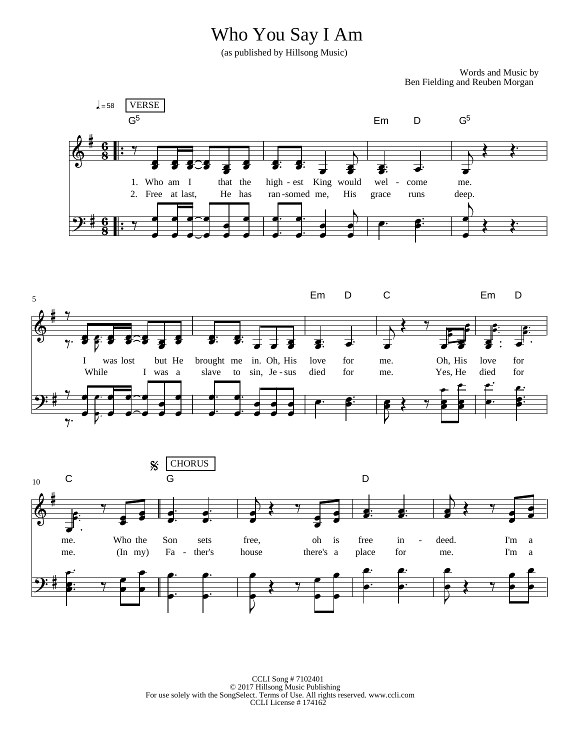# Who You Say I Am

(as published by Hillsong Music)

Words and Music by
Ben Fielding and Reuben Morgan

♩. = 58 VERSE

G5 Em D G5

1. Who am I that the high - est King would wel - come me.
2. Free at last, He has ran - somed me, His grace runs deep.

Em D C Em D

I was lost but He brought me in. Oh, His love for me. Oh, His love for
While I was a slave to sin, Je - sus died for me. Yes, He died for

C CHORUS G D

me. Who the Son sets free, oh is free in - deed. I'm a
me. (In my) Fa - ther's house there's a place for me. I'm a

CCLI Song # 7102401
© 2017 Hillsong Music Publishing
For use solely with the SongSelect. Terms of Use. All rights reserved. www.ccli.com
CCLI License # 174162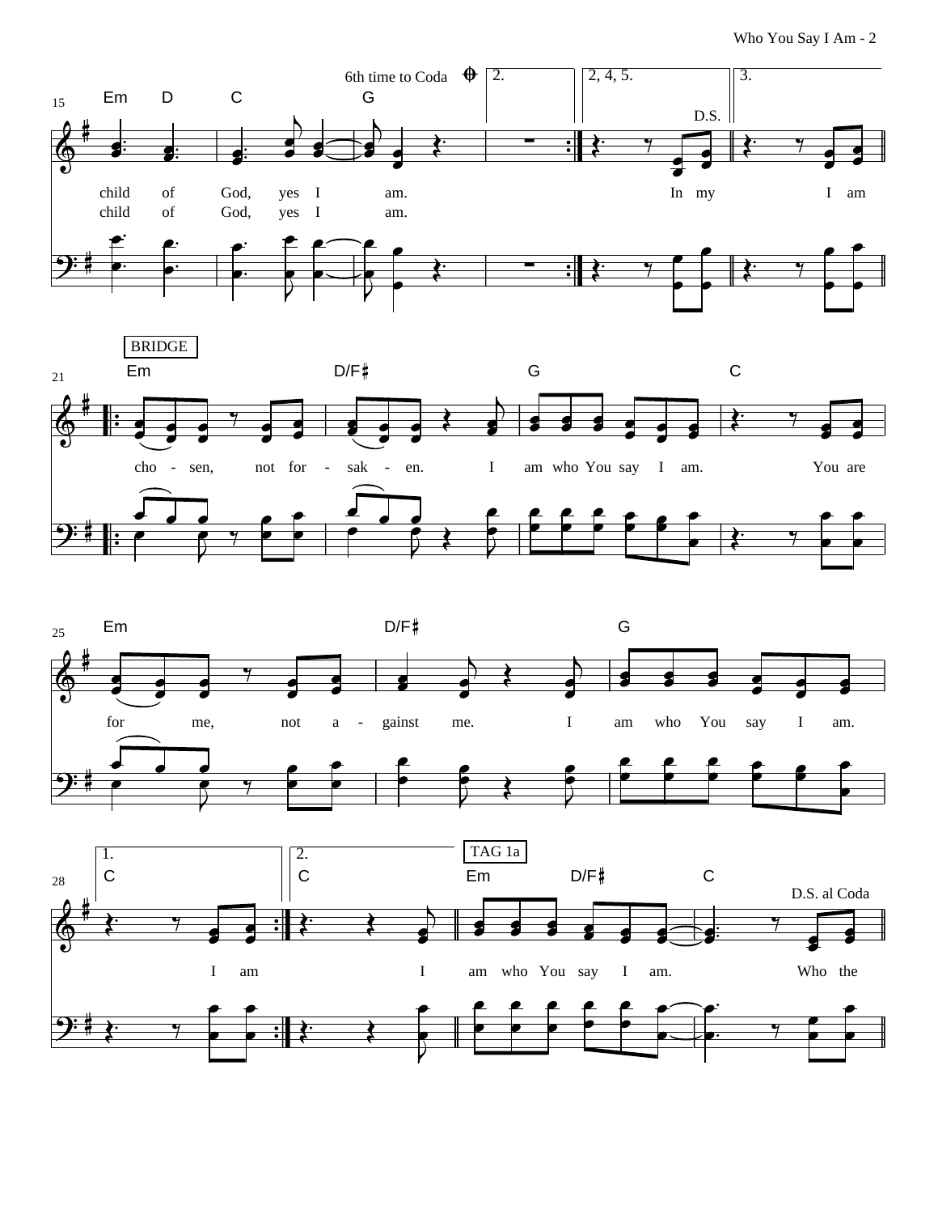6th time to Coda

2. | 2, 4, 5. | 3.

D.S.

Em D C G

child of God, yes I am. In my I am

child of God, yes I am.

**BRIDGE**

Em D/F♯ G C

cho - sen, not for - sak - en. I am who You say I am. You are

Em D/F♯ G

for me, not a - gainst me. I am who You say I am.

1. | 2.

**TAG 1a**

C | C Em D/F♯ C

D.S. al Coda

I am | I am who You say I am. Who the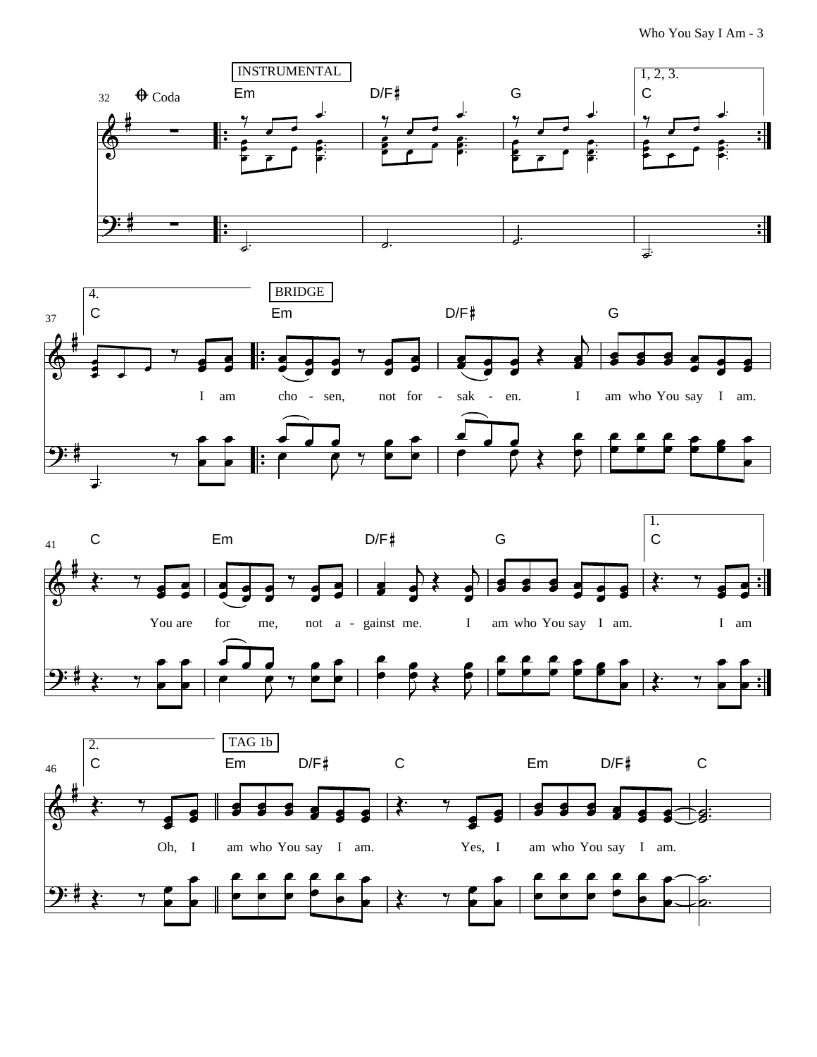**INSTRUCTIONAL**

32 Coda

INSTRUMENTAL

Em | D/F♯ | G | 1, 2, 3. C

37

4. C

BRIDGE

Em | D/F♯ | G

I am cho - sen, not for - sak - en. I am who You say I am.

41

C | Em | D/F♯ | G | 1. C

You are for me, not a - gainst me. I am who You say I am. I am

46

2. C

TAG 1b

Em | D/F♯ | C | Em | D/F♯ | C

Oh, I am who You say I am. Yes, I am who You say I am.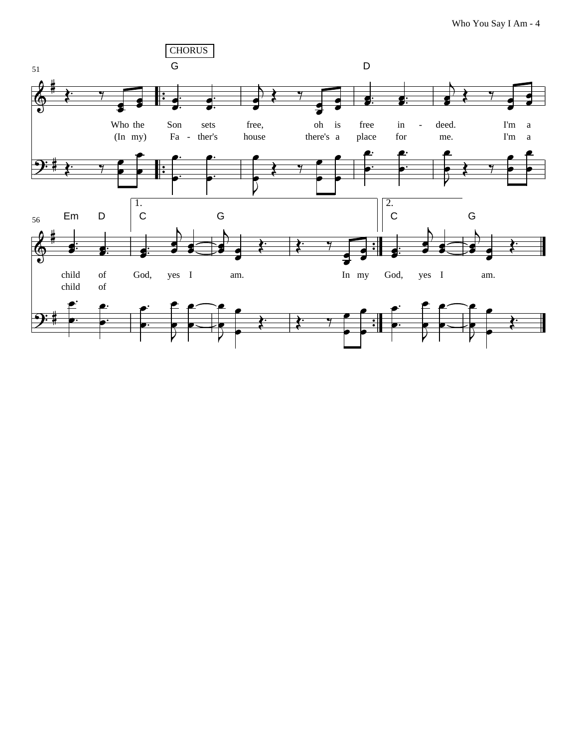CHORUS

G D

Who the Son sets free, oh is free in - deed. I'm a

(In my) Fa - ther's house there's a place for me. I'm a

Em D | 1. C G | 2. C G

child of God, yes I am. In my God, yes I am.

child of